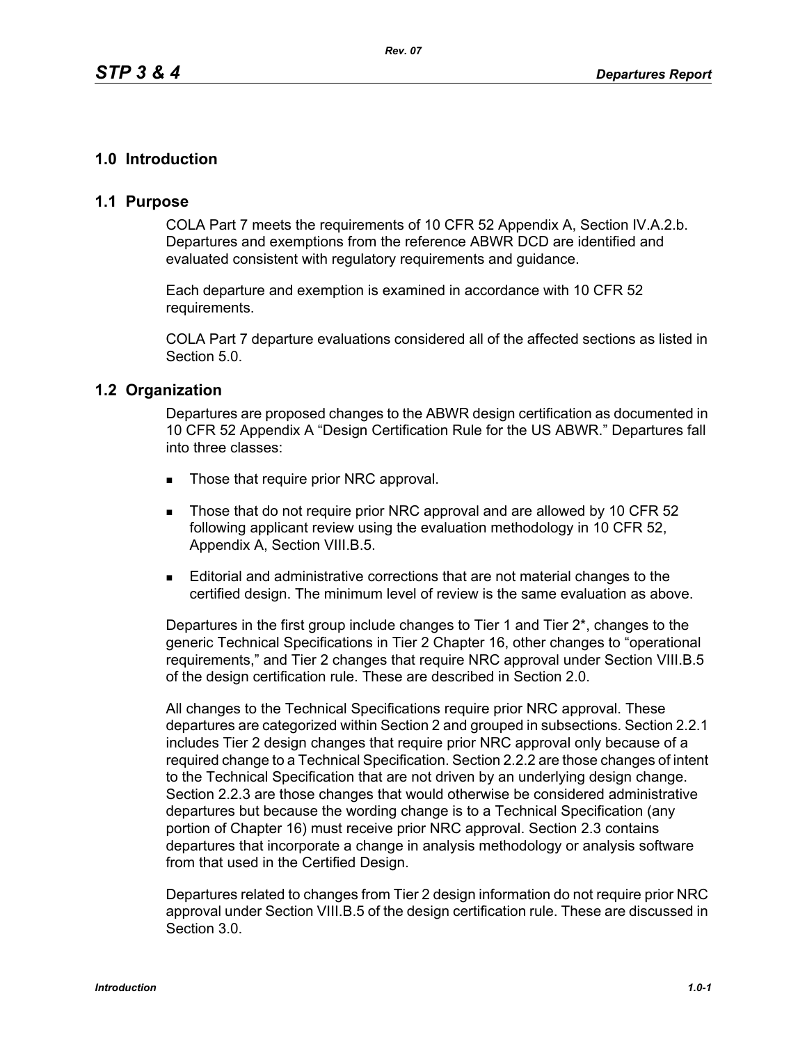# 1.0 Introduction

## 1.1 Purpose

COLA Part 7 meets the requirements of 10 CFR 52 Appendix A, Section IV.A.2.b. Departures and exemptions from the reference ABWR DCD are identified and evaluated consistent with regulatory requirements and guidance.

Each departure and exemption is examined in accordance with 10 CFR 52 requirements.

COLA Part 7 departure evaluations considered all of the affected sections as listed in Section 5.0.

## 1.2 Organization

Departures are proposed changes to the ABWR design certification as documented in 10 CFR 52 Appendix A “Design Certification Rule for the US ABWR.” Departures fall into three classes:

- Those that require prior NRC approval.
- Those that do not require prior NRC approval and are allowed by 10 CFR 52 following applicant review using the evaluation methodology in 10 CFR 52, Appendix A, Section VIII.B.5.
- Editorial and administrative corrections that are not material changes to the certified design. The minimum level of review is the same evaluation as above.

Departures in the first group include changes to Tier 1 and Tier 2*, changes to the generic Technical Specifications in Tier 2 Chapter 16, other changes to “operational requirements,” and Tier 2 changes that require NRC approval under Section VIII.B.5 of the design certification rule. These are described in Section 2.0.

All changes to the Technical Specifications require prior NRC approval. These departures are categorized within Section 2 and grouped in subsections. Section 2.2.1 includes Tier 2 design changes that require prior NRC approval only because of a required change to a Technical Specification. Section 2.2.2 are those changes of intent to the Technical Specification that are not driven by an underlying design change. Section 2.2.3 are those changes that would otherwise be considered administrative departures but because the wording change is to a Technical Specification (any portion of Chapter 16) must receive prior NRC approval. Section 2.3 contains departures that incorporate a change in analysis methodology or analysis software from that used in the Certified Design.

Departures related to changes from Tier 2 design information do not require prior NRC approval under Section VIII.B.5 of the design certification rule. These are discussed in Section 3.0.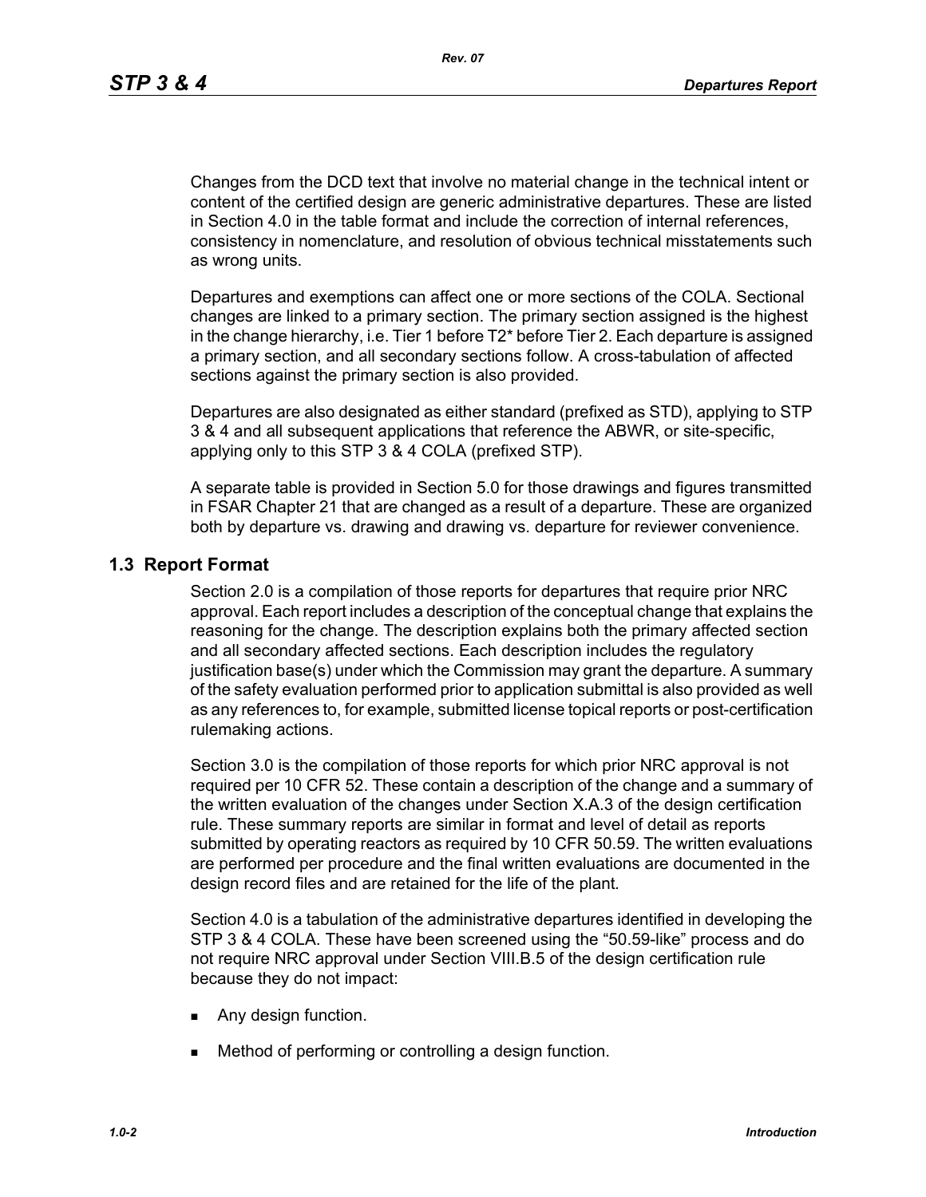Changes from the DCD text that involve no material change in the technical intent or content of the certified design are generic administrative departures. These are listed in Section 4.0 in the table format and include the correction of internal references, consistency in nomenclature, and resolution of obvious technical misstatements such as wrong units.

Departures and exemptions can affect one or more sections of the COLA. Sectional changes are linked to a primary section. The primary section assigned is the highest in the change hierarchy, i.e. Tier 1 before T2* before Tier 2. Each departure is assigned a primary section, and all secondary sections follow. A cross-tabulation of affected sections against the primary section is also provided.

Departures are also designated as either standard (prefixed as STD), applying to STP 3 & 4 and all subsequent applications that reference the ABWR, or site-specific, applying only to this STP 3 & 4 COLA (prefixed STP).

A separate table is provided in Section 5.0 for those drawings and figures transmitted in FSAR Chapter 21 that are changed as a result of a departure. These are organized both by departure vs. drawing and drawing vs. departure for reviewer convenience.

## 1.3 Report Format

Section 2.0 is a compilation of those reports for departures that require prior NRC approval. Each report includes a description of the conceptual change that explains the reasoning for the change. The description explains both the primary affected section and all secondary affected sections. Each description includes the regulatory justification base(s) under which the Commission may grant the departure. A summary of the safety evaluation performed prior to application submittal is also provided as well as any references to, for example, submitted license topical reports or post-certification rulemaking actions.

Section 3.0 is the compilation of those reports for which prior NRC approval is not required per 10 CFR 52. These contain a description of the change and a summary of the written evaluation of the changes under Section X.A.3 of the design certification rule. These summary reports are similar in format and level of detail as reports submitted by operating reactors as required by 10 CFR 50.59. The written evaluations are performed per procedure and the final written evaluations are documented in the design record files and are retained for the life of the plant.

Section 4.0 is a tabulation of the administrative departures identified in developing the STP 3 & 4 COLA. These have been screened using the "50.59-like" process and do not require NRC approval under Section VIII.B.5 of the design certification rule because they do not impact:

- Any design function.
- Method of performing or controlling a design function.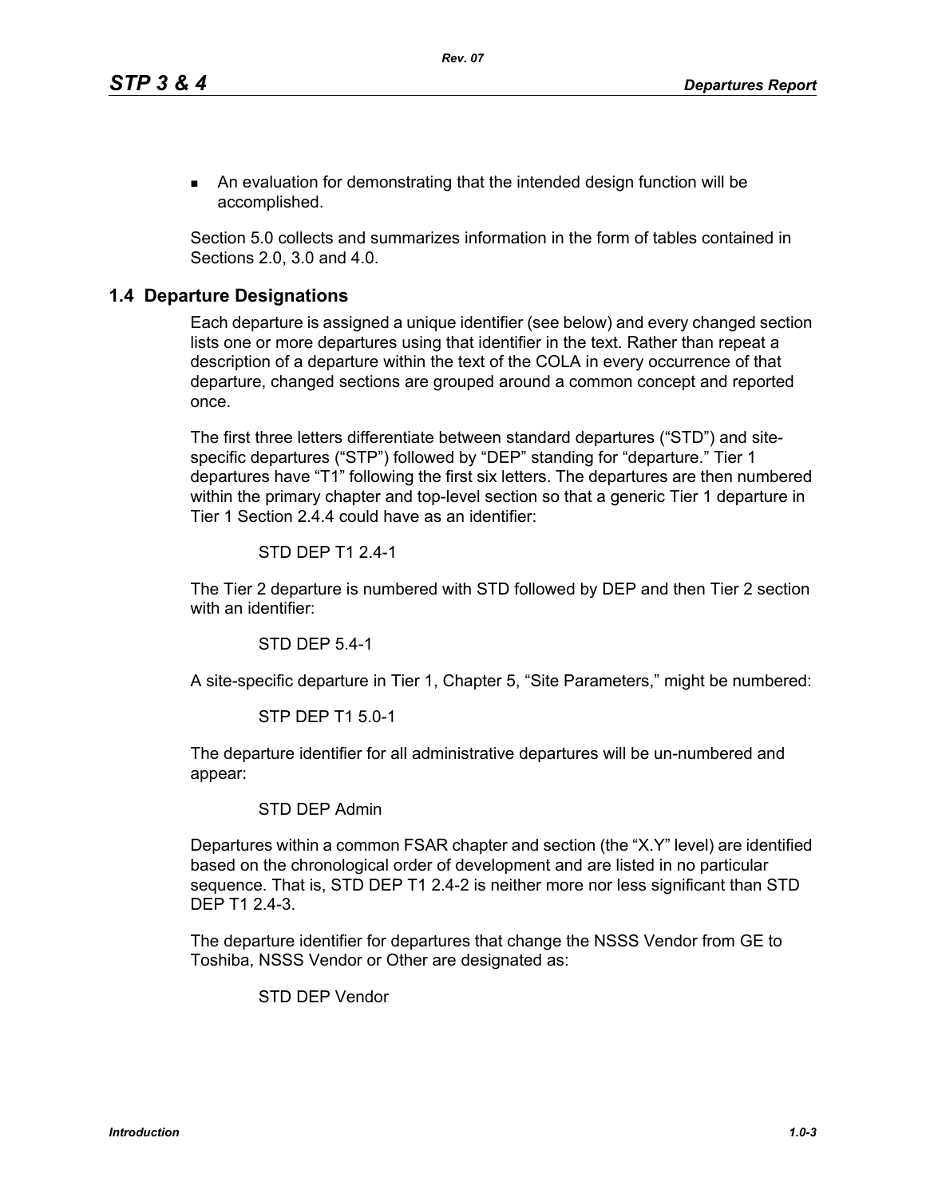- An evaluation for demonstrating that the intended design function will be accomplished.

Section 5.0 collects and summarizes information in the form of tables contained in Sections 2.0, 3.0 and 4.0.

## 1.4 Departure Designations

Each departure is assigned a unique identifier (see below) and every changed section lists one or more departures using that identifier in the text. Rather than repeat a description of a departure within the text of the COLA in every occurrence of that departure, changed sections are grouped around a common concept and reported once.

The first three letters differentiate between standard departures ("STD") and site-specific departures ("STP") followed by "DEP" standing for "departure." Tier 1 departures have "T1" following the first six letters. The departures are then numbered within the primary chapter and top-level section so that a generic Tier 1 departure in Tier 1 Section 2.4.4 could have as an identifier:

STD DEP T1 2.4-1

The Tier 2 departure is numbered with STD followed by DEP and then Tier 2 section with an identifier:

STD DEP 5.4-1

A site-specific departure in Tier 1, Chapter 5, "Site Parameters," might be numbered:

STP DEP T1 5.0-1

The departure identifier for all administrative departures will be un-numbered and appear:

STD DEP Admin

Departures within a common FSAR chapter and section (the "X.Y" level) are identified based on the chronological order of development and are listed in no particular sequence. That is, STD DEP T1 2.4-2 is neither more nor less significant than STD DEP T1 2.4-3.

The departure identifier for departures that change the NSSS Vendor from GE to Toshiba, NSSS Vendor or Other are designated as:

STD DEP Vendor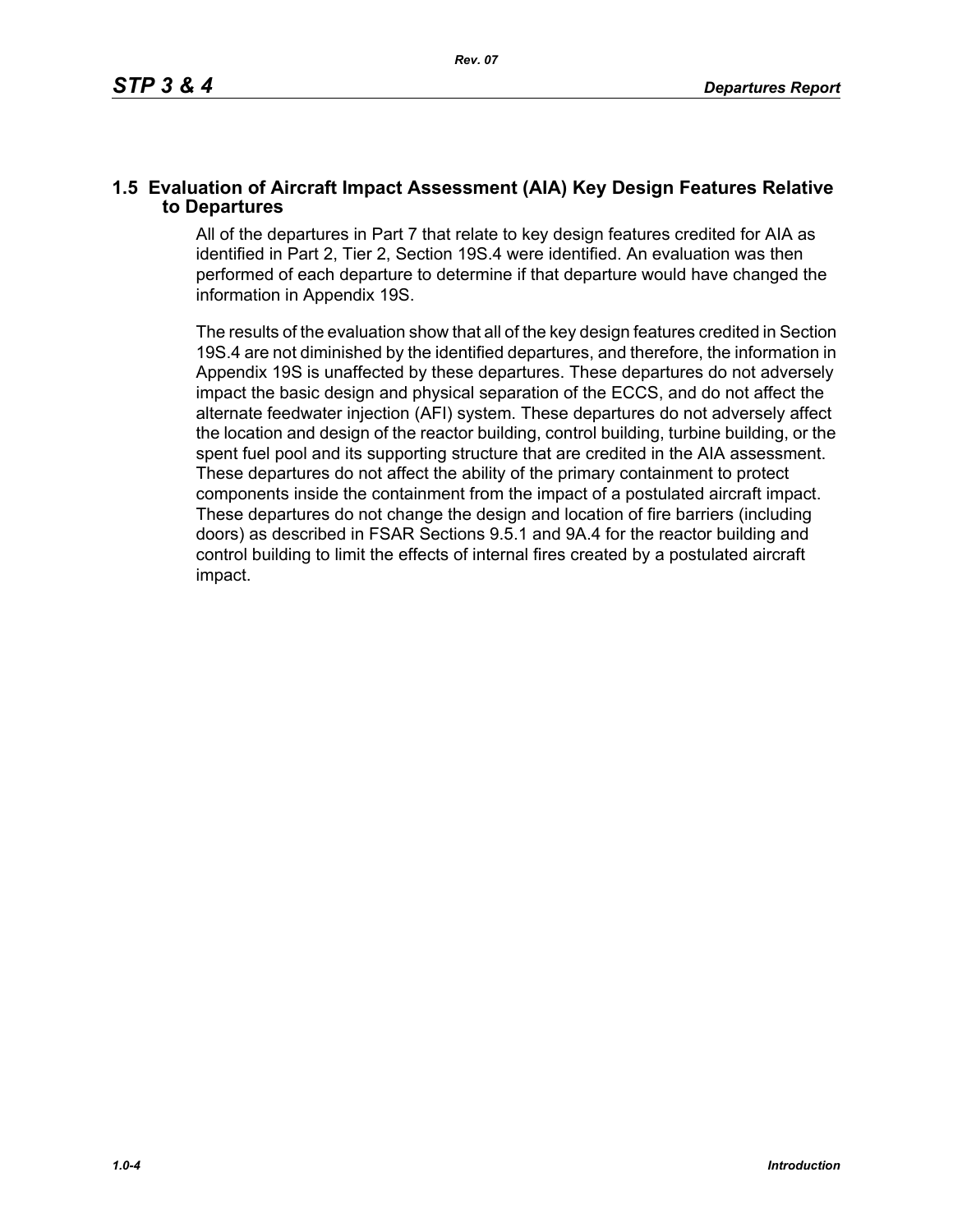## 1.5 Evaluation of Aircraft Impact Assessment (AIA) Key Design Features Relative to Departures

All of the departures in Part 7 that relate to key design features credited for AIA as identified in Part 2, Tier 2, Section 19S.4 were identified. An evaluation was then performed of each departure to determine if that departure would have changed the information in Appendix 19S.

The results of the evaluation show that all of the key design features credited in Section 19S.4 are not diminished by the identified departures, and therefore, the information in Appendix 19S is unaffected by these departures. These departures do not adversely impact the basic design and physical separation of the ECCS, and do not affect the alternate feedwater injection (AFI) system. These departures do not adversely affect the location and design of the reactor building, control building, turbine building, or the spent fuel pool and its supporting structure that are credited in the AIA assessment. These departures do not affect the ability of the primary containment to protect components inside the containment from the impact of a postulated aircraft impact. These departures do not change the design and location of fire barriers (including doors) as described in FSAR Sections 9.5.1 and 9A.4 for the reactor building and control building to limit the effects of internal fires created by a postulated aircraft impact.